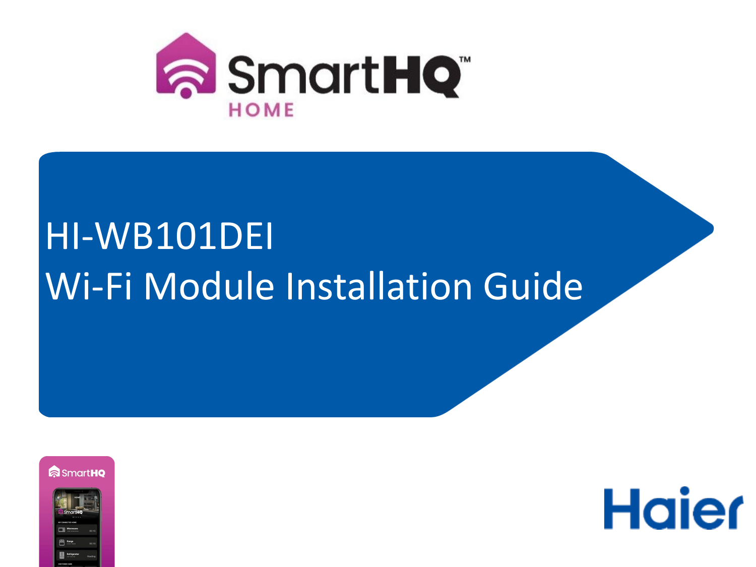SmartHQ™

HOME

# HI-WB101DEI
# Wi-Fi Module Installation Guide

Haier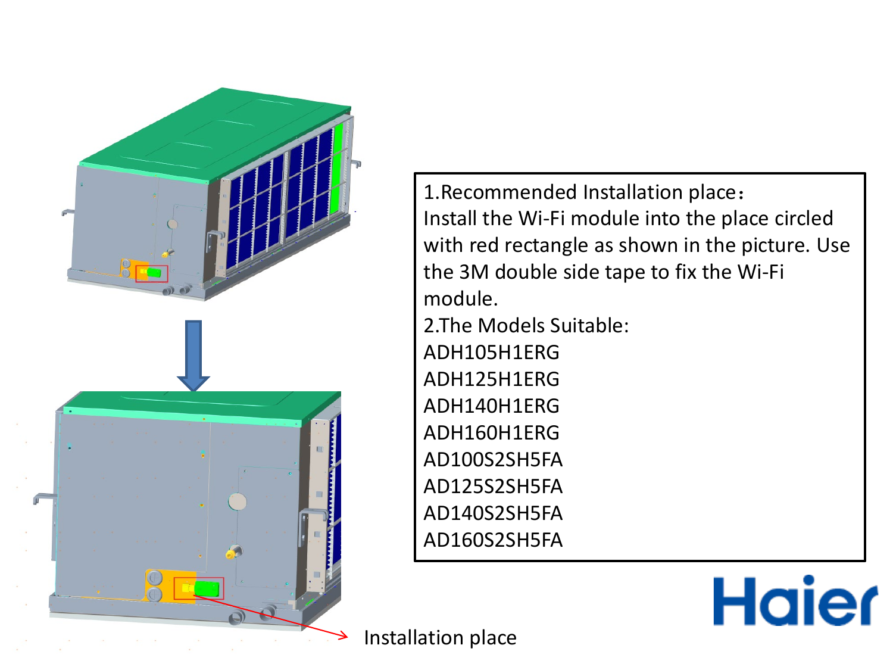1.Recommended Installation place：
Install the Wi-Fi module into the place circled with red rectangle as shown in the picture. Use the 3M double side tape to fix the Wi-Fi module.

2.The Models Suitable:

ADH105H1ERG
ADH125H1ERG
ADH140H1ERG
ADH160H1ERG
AD100S2SH5FA
AD125S2SH5FA
AD140S2SH5FA
AD160S2SH5FA

Installation place

Haier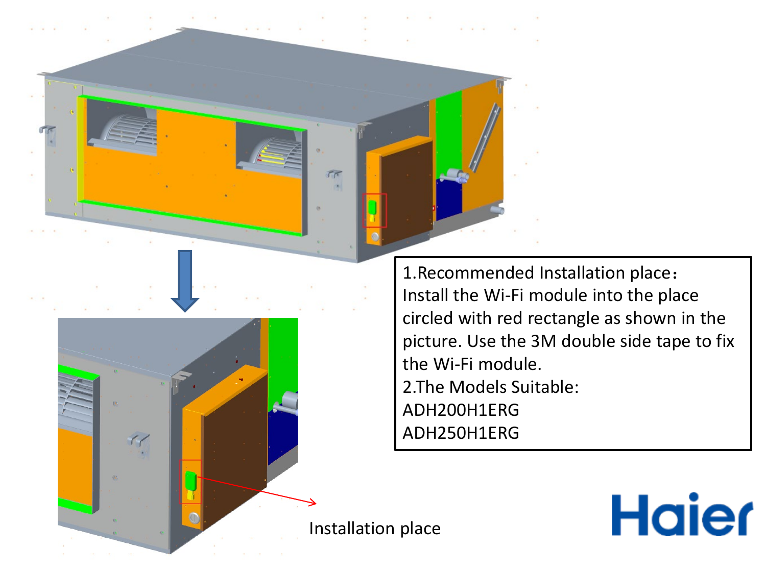1.Recommended Installation place：
Install the Wi-Fi module into the place circled with red rectangle as shown in the picture. Use the 3M double side tape to fix the Wi-Fi module.
2.The Models Suitable:
ADH200H1ERG
ADH250H1ERG

Installation place

Haier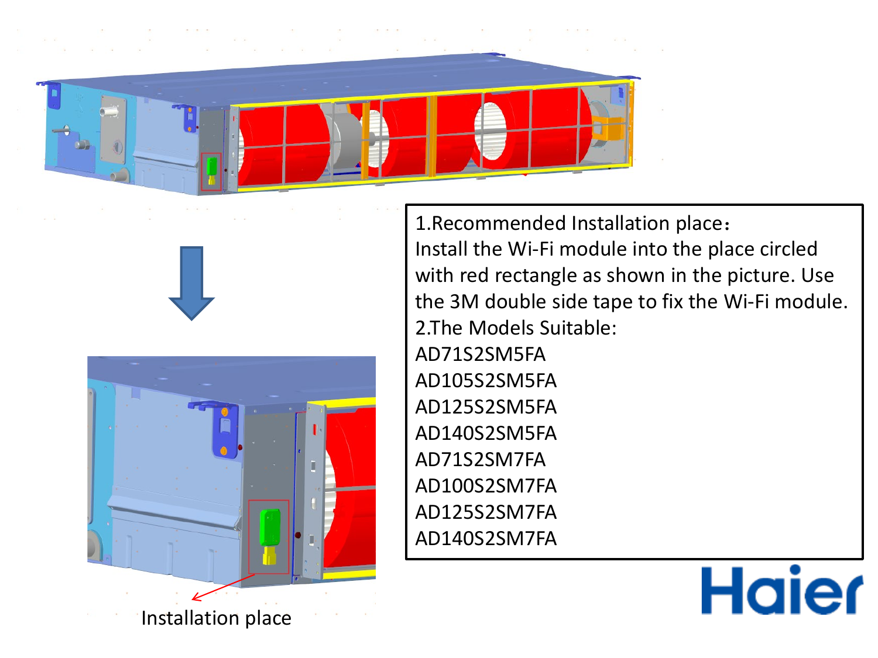Installation place

1.Recommended Installation place：
Install the Wi-Fi module into the place circled with red rectangle as shown in the picture. Use the 3M double side tape to fix the Wi-Fi module.
2.The Models Suitable:
AD71S2SM5FA
AD105S2SM5FA
AD125S2SM5FA
AD140S2SM5FA
AD71S2SM7FA
AD100S2SM7FA
AD125S2SM7FA
AD140S2SM7FA

Haier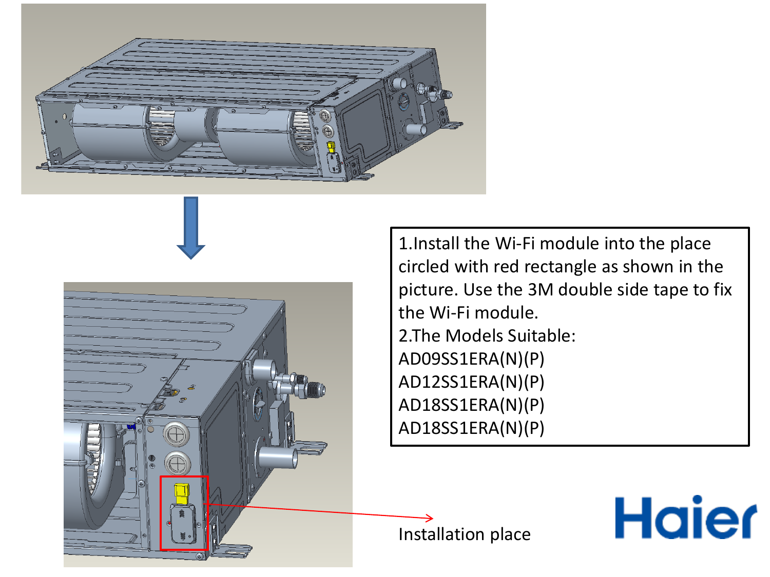1.Install the Wi-Fi module into the place circled with red rectangle as shown in the picture. Use the 3M double side tape to fix the Wi-Fi module.

2.The Models Suitable:

AD09SS1ERA(N)(P)

AD12SS1ERA(N)(P)

AD18SS1ERA(N)(P)

AD18SS1ERA(N)(P)

Installation place

Haier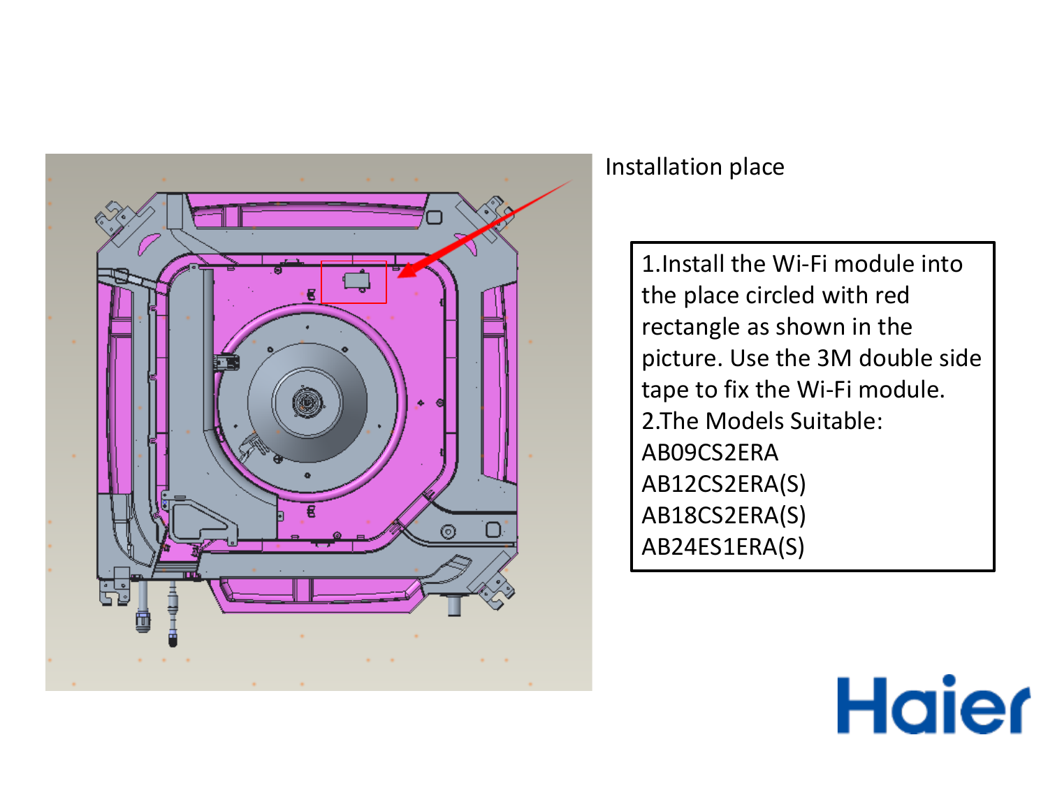Installation place

1.Install the Wi-Fi module into the place circled with red rectangle as shown in the picture. Use the 3M double side tape to fix the Wi-Fi module.

2.The Models Suitable:

AB09CS2ERA

AB12CS2ERA(S)

AB18CS2ERA(S)

AB24ES1ERA(S)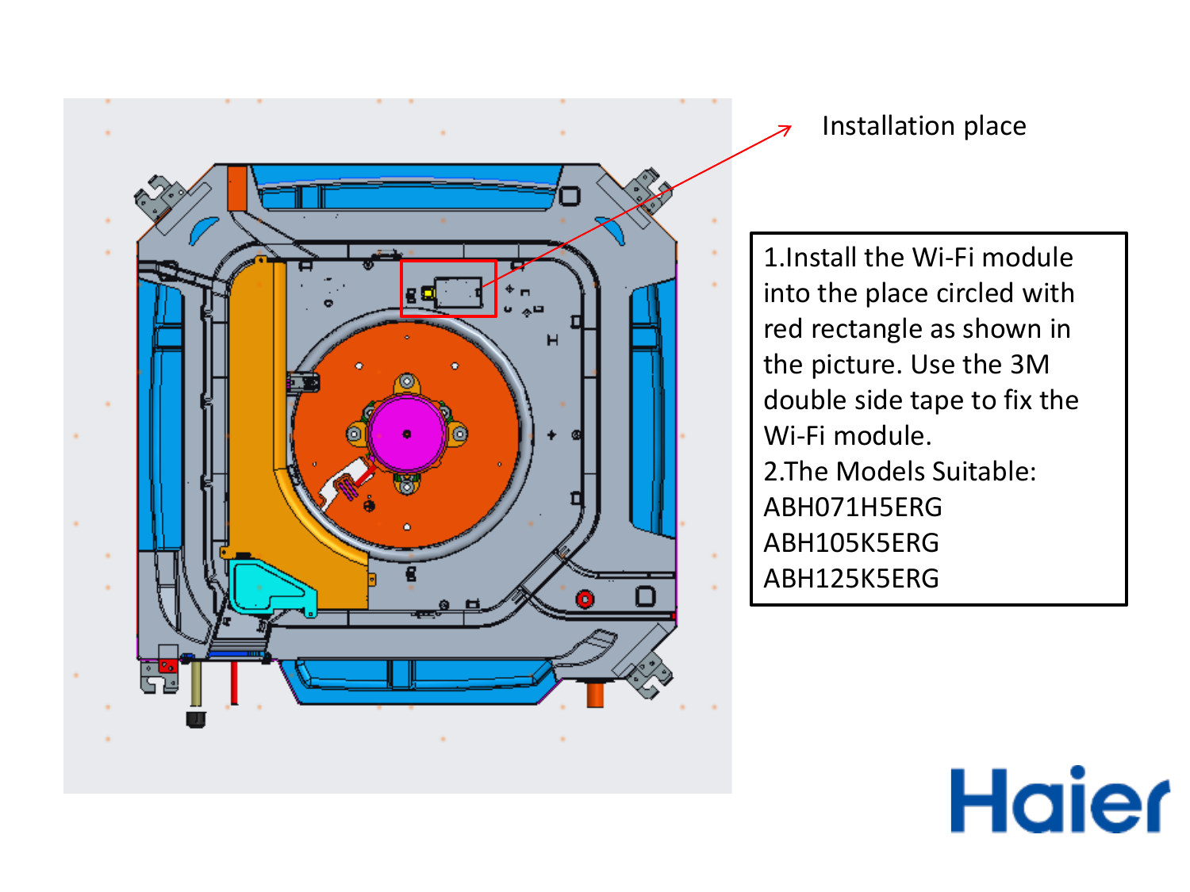Installation place

1.Install the Wi-Fi module into the place circled with red rectangle as shown in the picture. Use the 3M double side tape to fix the Wi-Fi module.

2.The Models Suitable:

ABH071H5ERG

ABH105K5ERG

ABH125K5ERG

Haier